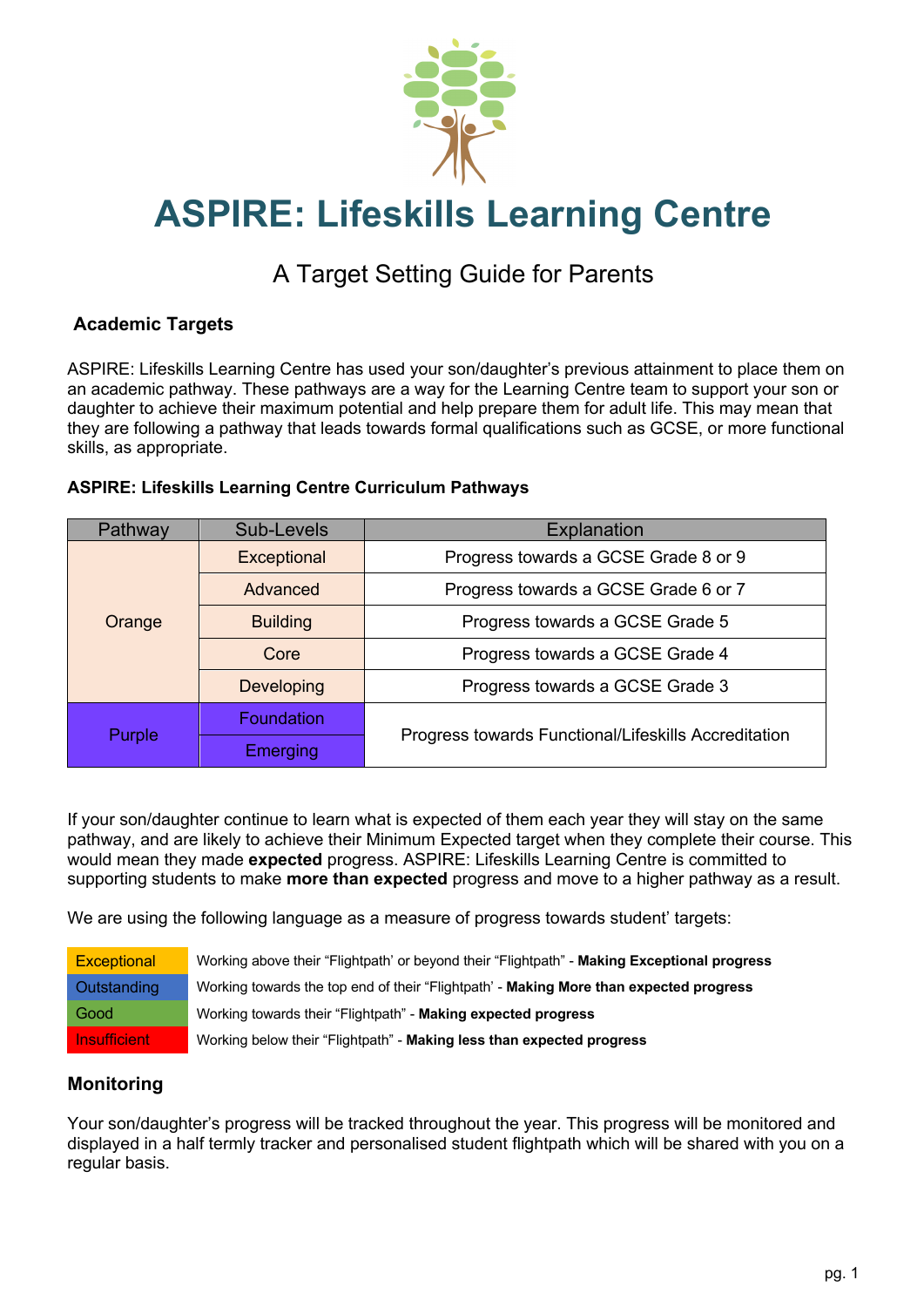# ASPIRE: Lifeskills Learning Centre

## A Target Setting Guide for Parents

### Academic Targets

ASPIRE: Lifeskills Learning Centre has used your son/daughter's previous attainment to place them on an academic pathway. These pathways are a way for the Learning Centre team to support your son or daughter to achieve their maximum potential and help prepare them for adult life. This may mean that they are following a pathway that leads towards formal qualifications such as GCSE, or more functional skills, as appropriate.

**ASPIRE: Lifeskills Learning Centre Curriculum Pathways**

| Pathway | Sub-Levels | Explanation |
|---|---|---|
| Orange | Exceptional | Progress towards a GCSE Grade 8 or 9 |
| | Advanced | Progress towards a GCSE Grade 6 or 7 |
| | Building | Progress towards a GCSE Grade 5 |
| | Core | Progress towards a GCSE Grade 4 |
| | Developing | Progress towards a GCSE Grade 3 |
| Purple | Foundation | Progress towards Functional/Lifeskills Accreditation |
| | Emerging | |

If your son/daughter continue to learn what is expected of them each year they will stay on the same pathway, and are likely to achieve their Minimum Expected target when they complete their course. This would mean they made **expected** progress. ASPIRE: Lifeskills Learning Centre is committed to supporting students to make **more than expected** progress and move to a higher pathway as a result.

We are using the following language as a measure of progress towards student' targets:

| | |
|---|---|
| Exceptional | Working above their "Flightpath' or beyond their "Flightpath" - **Making Exceptional progress** |
| Outstanding | Working towards the top end of their "Flightpath' - **Making More than expected progress** |
| Good | Working towards their "Flightpath" - **Making expected progress** |
| Insufficient | Working below their "Flightpath" - **Making less than expected progress** |

### Monitoring

Your son/daughter's progress will be tracked throughout the year. This progress will be monitored and displayed in a half termly tracker and personalised student flightpath which will be shared with you on a regular basis.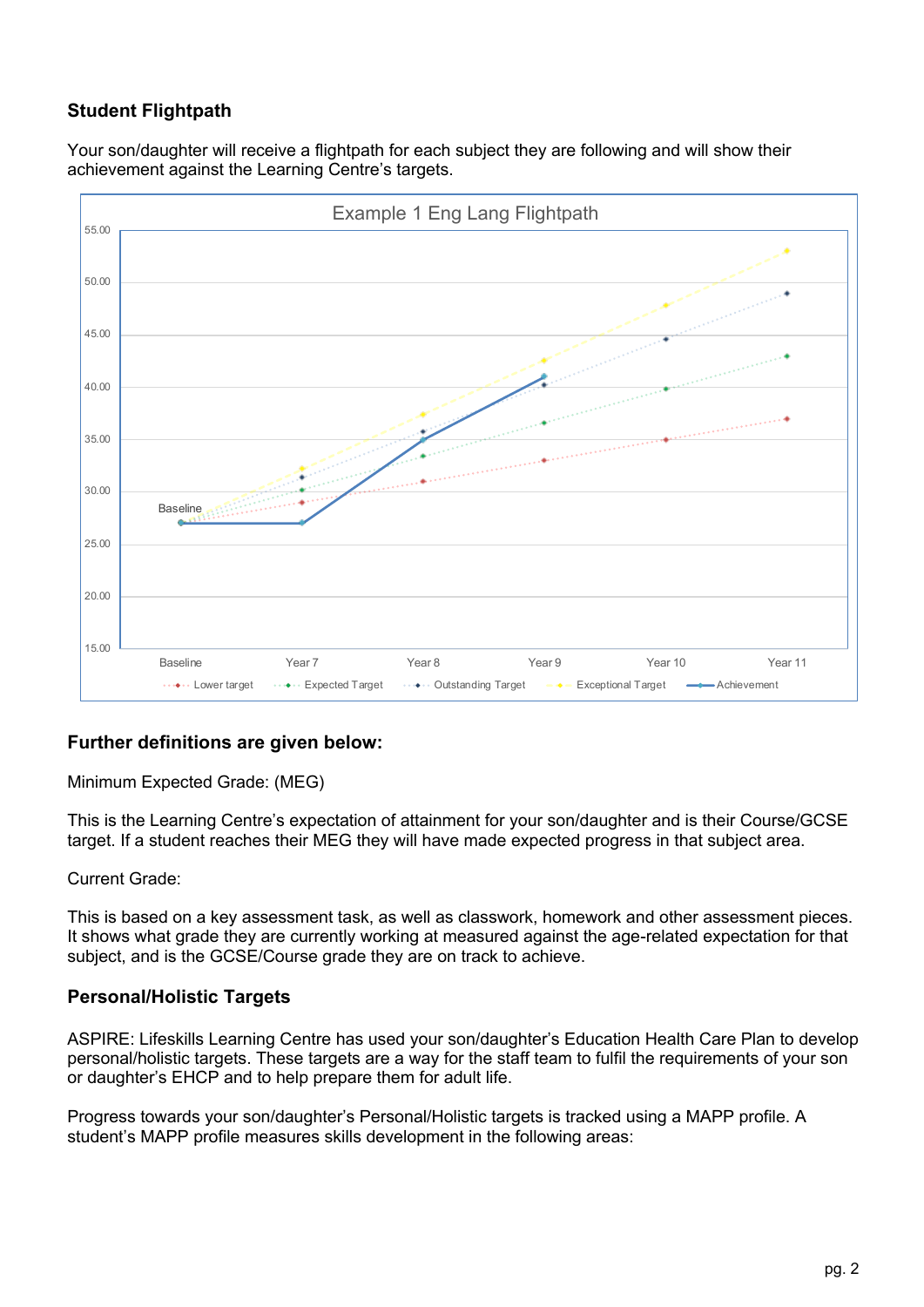## Student Flightpath

Your son/daughter will receive a flightpath for each subject they are following and will show their achievement against the Learning Centre's targets.

Example 1 Eng Lang Flightpath

## Further definitions are given below:

Minimum Expected Grade: (MEG)

This is the Learning Centre's expectation of attainment for your son/daughter and is their Course/GCSE target. If a student reaches their MEG they will have made expected progress in that subject area.

Current Grade:

This is based on a key assessment task, as well as classwork, homework and other assessment pieces. It shows what grade they are currently working at measured against the age-related expectation for that subject, and is the GCSE/Course grade they are on track to achieve.

## Personal/Holistic Targets

ASPIRE: Lifeskills Learning Centre has used your son/daughter's Education Health Care Plan to develop personal/holistic targets. These targets are a way for the staff team to fulfil the requirements of your son or daughter's EHCP and to help prepare them for adult life.

Progress towards your son/daughter's Personal/Holistic targets is tracked using a MAPP profile. A student's MAPP profile measures skills development in the following areas: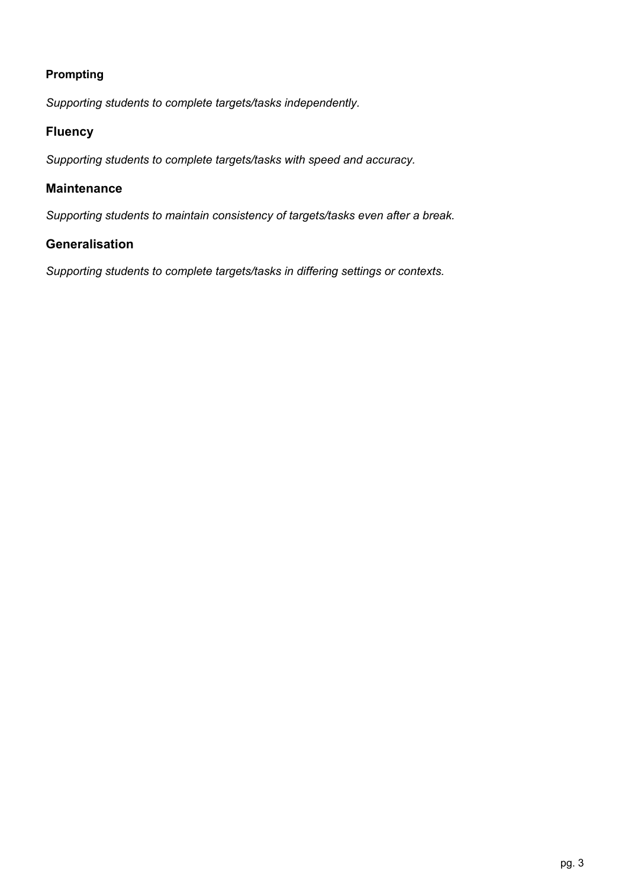### Prompting

*Supporting students to complete targets/tasks independently.*

### Fluency

*Supporting students to complete targets/tasks with speed and accuracy.*

### Maintenance

*Supporting students to maintain consistency of targets/tasks even after a break.*

### Generalisation

*Supporting students to complete targets/tasks in differing settings or contexts.*